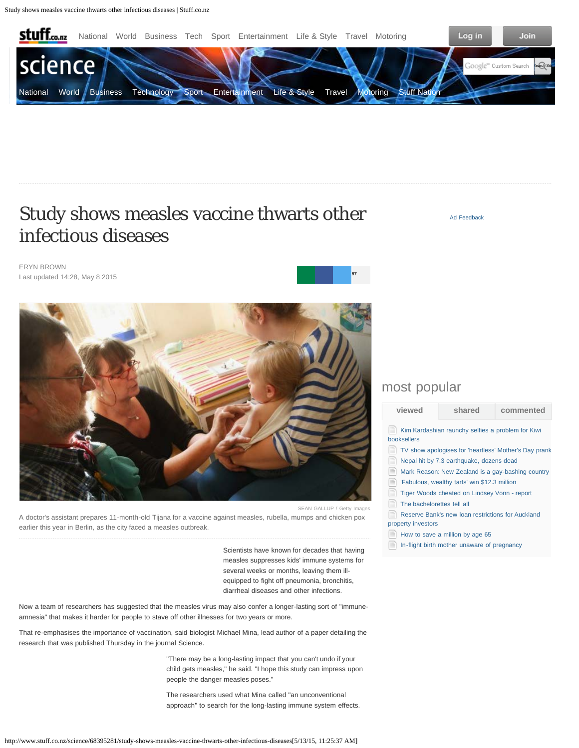# Study shows measles vaccine thwarts other infectious diseases

ERYN BROWN
Last updated 14:28, May 8 2015

SEAN GALLUP / Getty Images

A doctor's assistant prepares 11-month-old Tijana for a vaccine against measles, rubella, mumps and chicken pox earlier this year in Berlin, as the city faced a measles outbreak.

Scientists have known for decades that having measles suppresses kids' immune systems for several weeks or months, leaving them ill-equipped to fight off pneumonia, bronchitis, diarrheal diseases and other infections.

Now a team of researchers has suggested that the measles virus may also confer a longer-lasting sort of "immune-amnesia" that makes it harder for people to stave off other illnesses for two years or more.

That re-emphasises the importance of vaccination, said biologist Michael Mina, lead author of a paper detailing the research that was published Thursday in the journal Science.

"There may be a long-lasting impact that you can't undo if your child gets measles," he said. "I hope this study can impress upon people the danger measles poses."

The researchers used what Mina called "an unconventional approach" to search for the long-lasting immune system effects.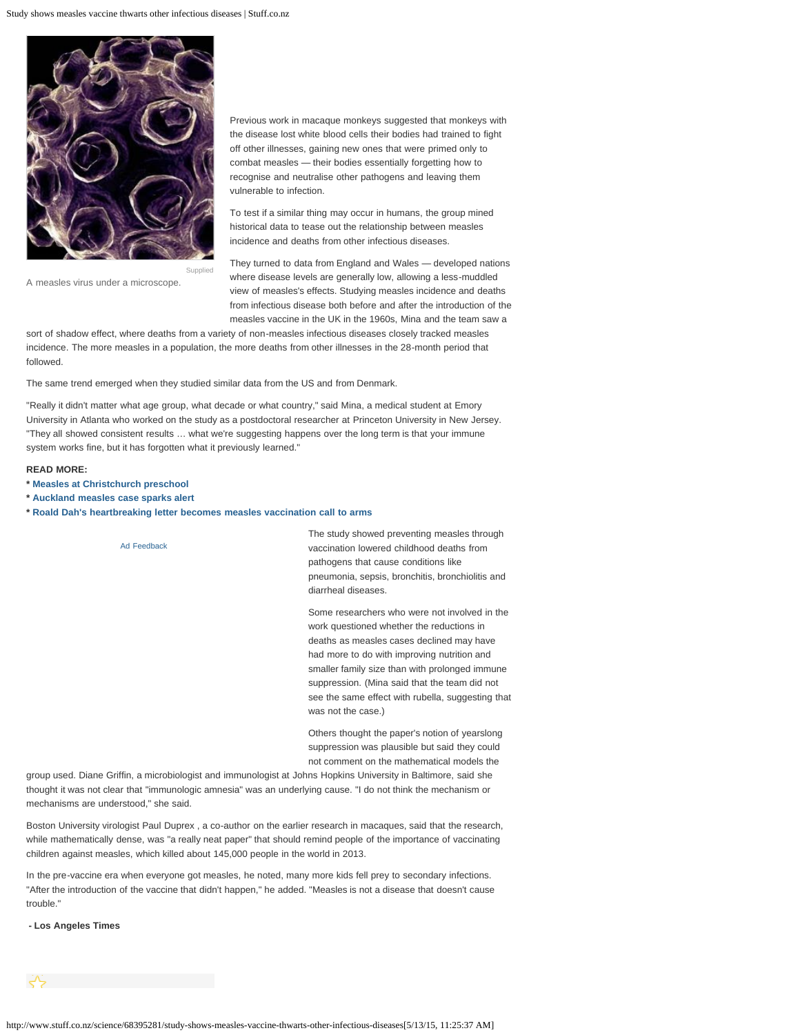A measles virus under a microscope.

Previous work in macaque monkeys suggested that monkeys with the disease lost white blood cells their bodies had trained to fight off other illnesses, gaining new ones that were primed only to combat measles — their bodies essentially forgetting how to recognise and neutralise other pathogens and leaving them vulnerable to infection.

To test if a similar thing may occur in humans, the group mined historical data to tease out the relationship between measles incidence and deaths from other infectious diseases.

They turned to data from England and Wales — developed nations where disease levels are generally low, allowing a less-muddled view of measles's effects. Studying measles incidence and deaths from infectious disease both before and after the introduction of the measles vaccine in the UK in the 1960s, Mina and the team saw a sort of shadow effect, where deaths from a variety of non-measles infectious diseases closely tracked measles incidence. The more measles in a population, the more deaths from other illnesses in the 28-month period that followed.

The same trend emerged when they studied similar data from the US and from Denmark.

"Really it didn't matter what age group, what decade or what country," said Mina, a medical student at Emory University in Atlanta who worked on the study as a postdoctoral researcher at Princeton University in New Jersey. "They all showed consistent results … what we're suggesting happens over the long term is that your immune system works fine, but it has forgotten what it previously learned."

**READ MORE:**

* **Measles at Christchurch preschool**
* **Auckland measles case sparks alert**
* **Roald Dah's heartbreaking letter becomes measles vaccination call to arms**

The study showed preventing measles through vaccination lowered childhood deaths from pathogens that cause conditions like pneumonia, sepsis, bronchitis, bronchiolitis and diarrheal diseases.

Some researchers who were not involved in the work questioned whether the reductions in deaths as measles cases declined may have had more to do with improving nutrition and smaller family size than with prolonged immune suppression. (Mina said that the team did not see the same effect with rubella, suggesting that was not the case.)

Others thought the paper's notion of yearslong suppression was plausible but said they could not comment on the mathematical models the group used. Diane Griffin, a microbiologist and immunologist at Johns Hopkins University in Baltimore, said she thought it was not clear that "immunologic amnesia" was an underlying cause. "I do not think the mechanism or mechanisms are understood," she said.

Boston University virologist Paul Duprex , a co-author on the earlier research in macaques, said that the research, while mathematically dense, was "a really neat paper" that should remind people of the importance of vaccinating children against measles, which killed about 145,000 people in the world in 2013.

In the pre-vaccine era when everyone got measles, he noted, many more kids fell prey to secondary infections. "After the introduction of the vaccine that didn't happen," he added. "Measles is not a disease that doesn't cause trouble."

**- Los Angeles Times**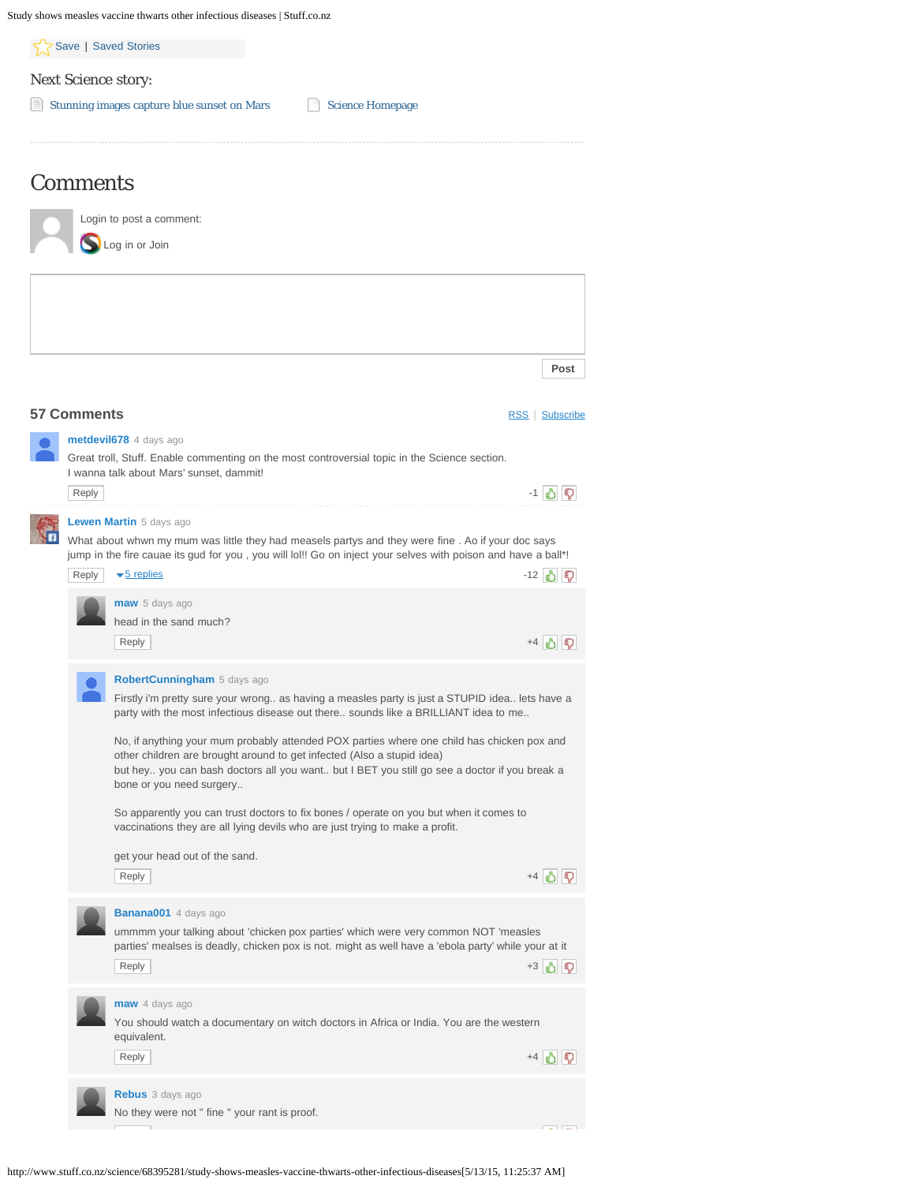Save | Saved Stories

Next Science story:

Stunning images capture blue sunset on Mars

Science Homepage

# Comments

Login to post a comment:

Log in or Join

Post

## 57 Comments

RSS | Subscribe

**metdevil678** 4 days ago

Great troll, Stuff. Enable commenting on the most controversial topic in the Science section.
I wanna talk about Mars' sunset, dammit!

Reply -1

**Lewen Martin** 5 days ago

What about whwn my mum was little they had measels partys and they were fine . Ao if your doc says jump in the fire cauae its gud for you , you will lol!! Go on inject your selves with poison and have a ball*!

Reply 5 replies -12

**maw** 5 days ago

head in the sand much?

Reply +4

**RobertCunningham** 5 days ago

Firstly i'm pretty sure your wrong.. as having a measles party is just a STUPID idea.. lets have a party with the most infectious disease out there.. sounds like a BRILLIANT idea to me..

No, if anything your mum probably attended POX parties where one child has chicken pox and other children are brought around to get infected (Also a stupid idea)
but hey.. you can bash doctors all you want.. but I BET you still go see a doctor if you break a bone or you need surgery..

So apparently you can trust doctors to fix bones / operate on you but when it comes to vaccinations they are all lying devils who are just trying to make a profit.

get your head out of the sand.

Reply +4

**Banana001** 4 days ago

ummmm your talking about 'chicken pox parties' which were very common NOT 'measles parties' mealses is deadly, chicken pox is not. might as well have a 'ebola party' while your at it

Reply +3

**maw** 4 days ago

You should watch a documentary on witch doctors in Africa or India. You are the western equivalent.

Reply +4

**Rebus** 3 days ago

No they were not " fine " your rant is proof.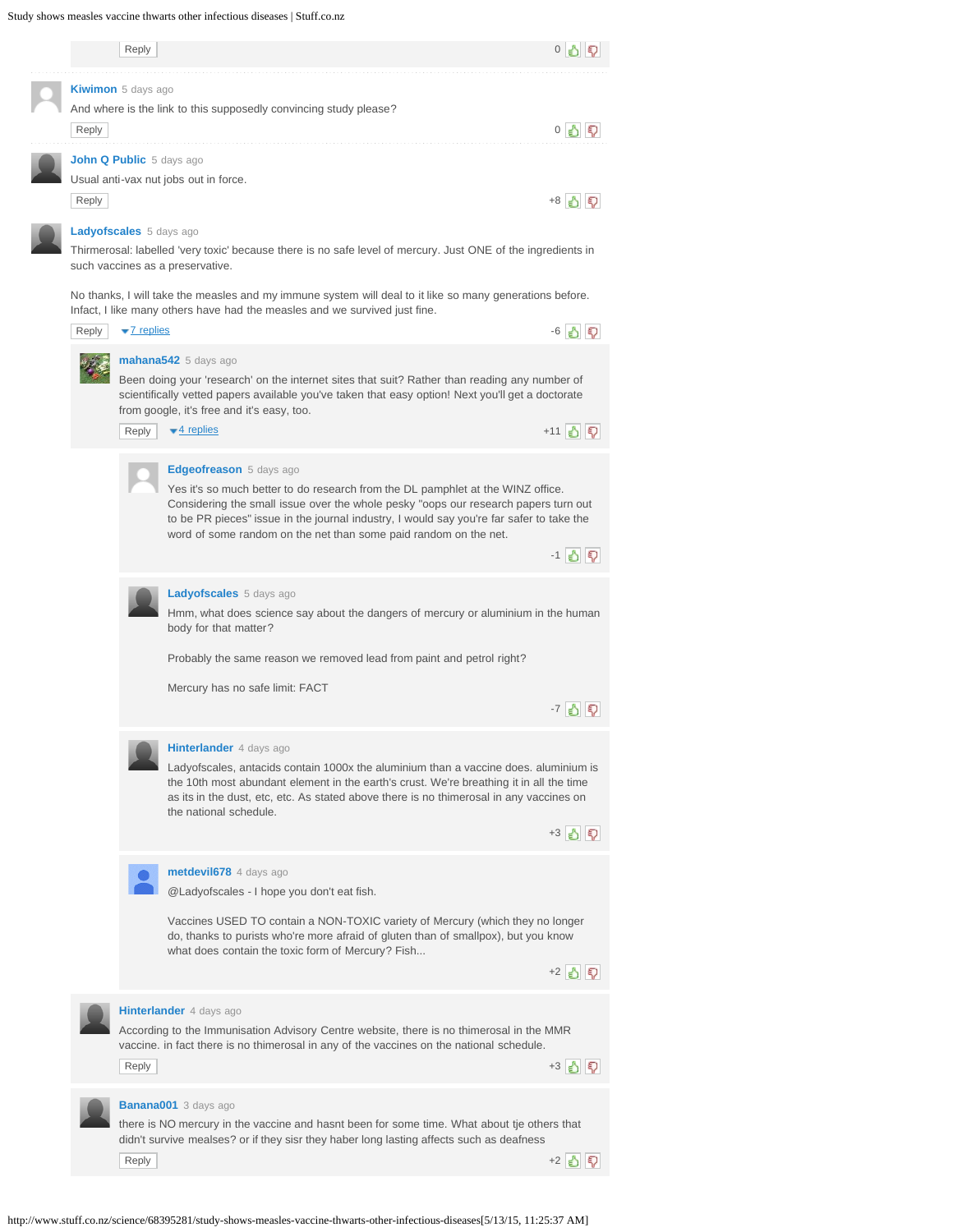Reply 0

**Kiwimon** 5 days ago

And where is the link to this supposedly convincing study please?

Reply 0

**John Q Public** 5 days ago

Usual anti-vax nut jobs out in force.

Reply +8

**Ladyofscales** 5 days ago

Thirmerosal: labelled 'very toxic' because there is no safe level of mercury. Just ONE of the ingredients in such vaccines as a preservative.

No thanks, I will take the measles and my immune system will deal to it like so many generations before. Infact, I like many others have had the measles and we survived just fine.

Reply 7 replies -6

**mahana542** 5 days ago

Been doing your 'research' on the internet sites that suit? Rather than reading any number of scientifically vetted papers available you've taken that easy option! Next you'll get a doctorate from google, it's free and it's easy, too.

Reply 4 replies +11

**Edgeofreason** 5 days ago

Yes it's so much better to do research from the DL pamphlet at the WINZ office. Considering the small issue over the whole pesky "oops our research papers turn out to be PR pieces" issue in the journal industry, I would say you're far safer to take the word of some random on the net than some paid random on the net.

-1

**Ladyofscales** 5 days ago

Hmm, what does science say about the dangers of mercury or aluminium in the human body for that matter?

Probably the same reason we removed lead from paint and petrol right?

Mercury has no safe limit: FACT

-7

**Hinterlander** 4 days ago

Ladyofscales, antacids contain 1000x the aluminium than a vaccine does. aluminium is the 10th most abundant element in the earth's crust. We're breathing it in all the time as its in the dust, etc, etc. As stated above there is no thimerosal in any vaccines on the national schedule.

+3

**metdevil678** 4 days ago

@Ladyofscales - I hope you don't eat fish.

Vaccines USED TO contain a NON-TOXIC variety of Mercury (which they no longer do, thanks to purists who're more afraid of gluten than of smallpox), but you know what does contain the toxic form of Mercury? Fish...

+2

**Hinterlander** 4 days ago

According to the Immunisation Advisory Centre website, there is no thimerosal in the MMR vaccine. in fact there is no thimerosal in any of the vaccines on the national schedule.

Reply +3

**Banana001** 3 days ago

there is NO mercury in the vaccine and hasnt been for some time. What about tje others that didn't survive mealses? or if they sisr they haber long lasting affects such as deafness

Reply +2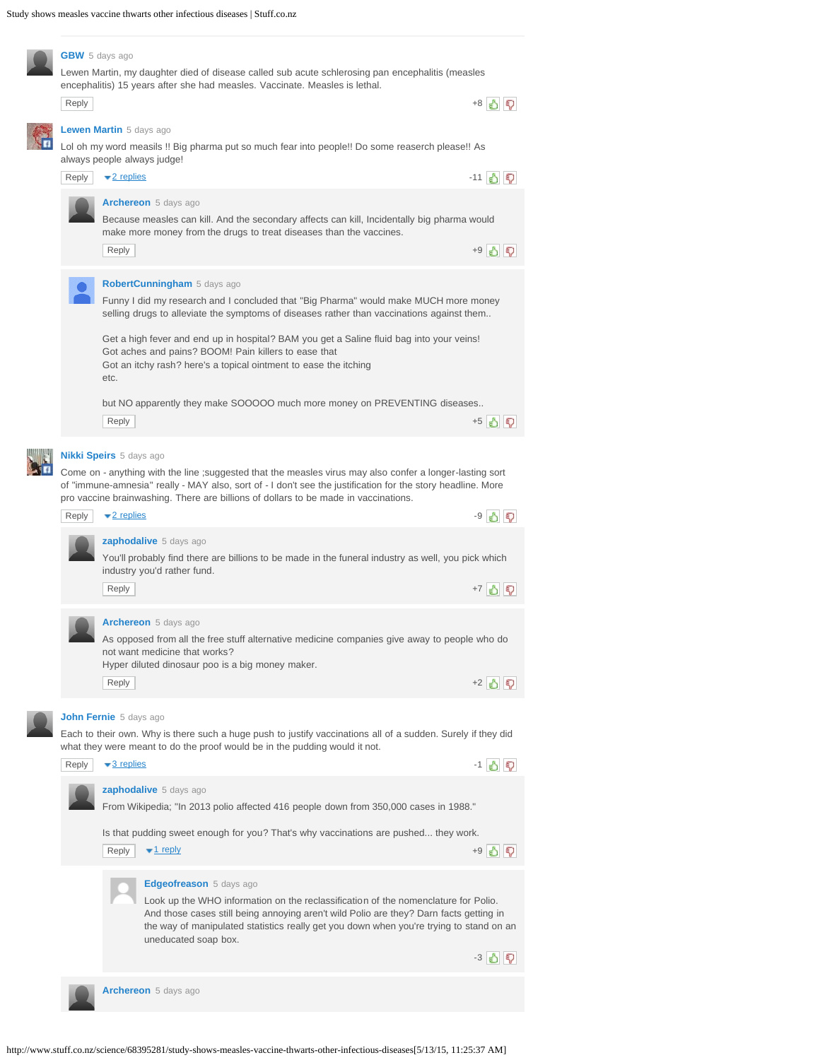**GBW** 5 days ago

Lewen Martin, my daughter died of disease called sub acute schlerosing pan encephalitis (measles encephalitis) 15 years after she had measles. Vaccinate. Measles is lethal.

Reply +8

**Lewen Martin** 5 days ago

Lol oh my word measils !! Big pharma put so much fear into people!! Do some reaserch please!! As always people always judge!

Reply 2 replies -11

> **Archereon** 5 days ago
>
> Because measles can kill. And the secondary affects can kill, Incidentally big pharma would make more money from the drugs to treat diseases than the vaccines.
>
> Reply +9

> **RobertCunningham** 5 days ago
>
> Funny I did my research and I concluded that "Big Pharma" would make MUCH more money selling drugs to alleviate the symptoms of diseases rather than vaccinations against them..
>
> Get a high fever and end up in hospital? BAM you get a Saline fluid bag into your veins!
> Got aches and pains? BOOM! Pain killers to ease that
> Got an itchy rash? here's a topical ointment to ease the itching
> etc.
>
> but NO apparently they make SOOOOO much more money on PREVENTING diseases..
>
> Reply +5

**Nikki Speirs** 5 days ago

Come on - anything with the line ;suggested that the measles virus may also confer a longer-lasting sort of "immune-amnesia" really - MAY also, sort of - I don't see the justification for the story headline. More pro vaccine brainwashing. There are billions of dollars to be made in vaccinations.

Reply 2 replies -9

> **zaphodalive** 5 days ago
>
> You'll probably find there are billions to be made in the funeral industry as well, you pick which industry you'd rather fund.
>
> Reply +7

> **Archereon** 5 days ago
>
> As opposed from all the free stuff alternative medicine companies give away to people who do not want medicine that works?
> Hyper diluted dinosaur poo is a big money maker.
>
> Reply +2

**John Fernie** 5 days ago

Each to their own. Why is there such a huge push to justify vaccinations all of a sudden. Surely if they did what they were meant to do the proof would be in the pudding would it not.

Reply 3 replies -1

> **zaphodalive** 5 days ago
>
> From Wikipedia; "In 2013 polio affected 416 people down from 350,000 cases in 1988."
>
> Is that pudding sweet enough for you? That's why vaccinations are pushed... they work.
>
> Reply 1 reply +9
>
> > **Edgeofreason** 5 days ago
> >
> > Look up the WHO information on the reclassification of the nomenclature for Polio. And those cases still being annoying aren't wild Polio are they? Darn facts getting in the way of manipulated statistics really get you down when you're trying to stand on an uneducated soap box.
> >
> > -3

> **Archereon** 5 days ago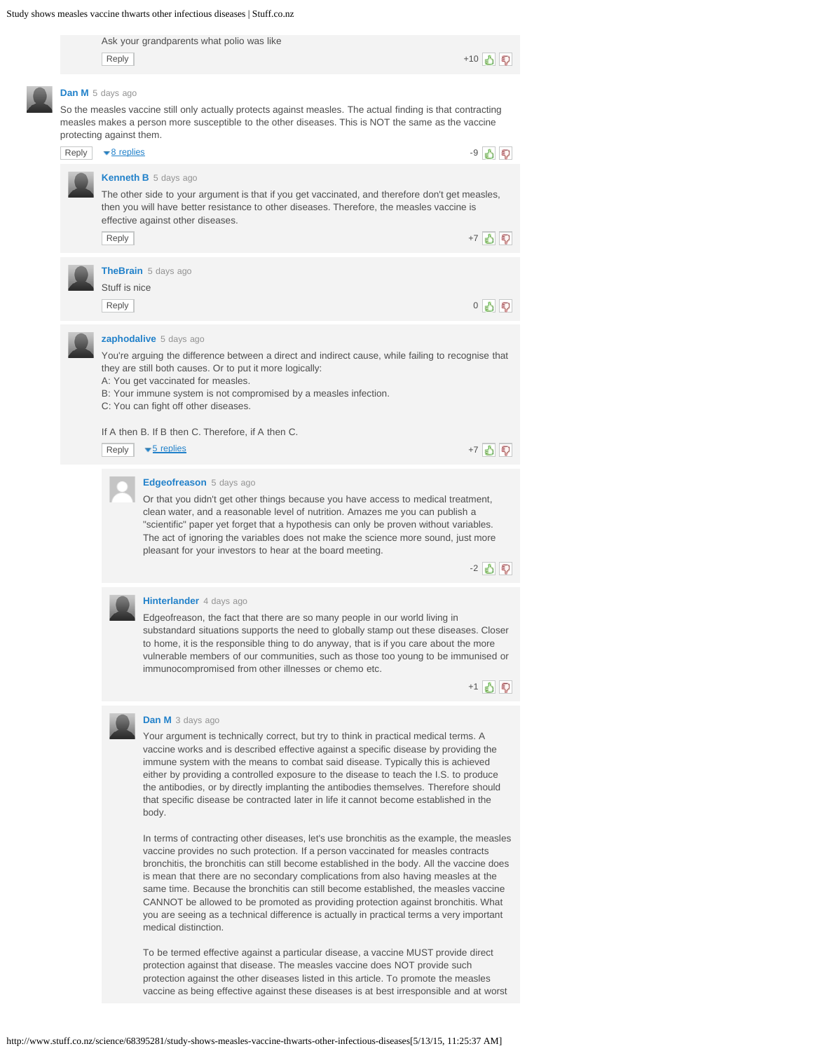Ask your grandparents what polio was like

Reply +10

**Dan M** 5 days ago

So the measles vaccine still only actually protects against measles. The actual finding is that contracting measles makes a person more susceptible to the other diseases. This is NOT the same as the vaccine protecting against them.

Reply ▾8 replies -9

**Kenneth B** 5 days ago

The other side to your argument is that if you get vaccinated, and therefore don't get measles, then you will have better resistance to other diseases. Therefore, the measles vaccine is effective against other diseases.

Reply +7

**TheBrain** 5 days ago

Stuff is nice

Reply 0

**zaphodalive** 5 days ago

You're arguing the difference between a direct and indirect cause, while failing to recognise that they are still both causes. Or to put it more logically:
A: You get vaccinated for measles.
B: Your immune system is not compromised by a measles infection.
C: You can fight off other diseases.

If A then B. If B then C. Therefore, if A then C.

Reply ▾5 replies +7

**Edgeofreason** 5 days ago

Or that you didn't get other things because you have access to medical treatment, clean water, and a reasonable level of nutrition. Amazes me you can publish a "scientific" paper yet forget that a hypothesis can only be proven without variables. The act of ignoring the variables does not make the science more sound, just more pleasant for your investors to hear at the board meeting.

-2

**Hinterlander** 4 days ago

Edgeofreason, the fact that there are so many people in our world living in substandard situations supports the need to globally stamp out these diseases. Closer to home, it is the responsible thing to do anyway, that is if you care about the more vulnerable members of our communities, such as those too young to be immunised or immunocompromised from other illnesses or chemo etc.

+1

**Dan M** 3 days ago

Your argument is technically correct, but try to think in practical medical terms. A vaccine works and is described effective against a specific disease by providing the immune system with the means to combat said disease. Typically this is achieved either by providing a controlled exposure to the disease to teach the I.S. to produce the antibodies, or by directly implanting the antibodies themselves. Therefore should that specific disease be contracted later in life it cannot become established in the body.

In terms of contracting other diseases, let's use bronchitis as the example, the measles vaccine provides no such protection. If a person vaccinated for measles contracts bronchitis, the bronchitis can still become established in the body. All the vaccine does is mean that there are no secondary complications from also having measles at the same time. Because the bronchitis can still become established, the measles vaccine CANNOT be allowed to be promoted as providing protection against bronchitis. What you are seeing as a technical difference is actually in practical terms a very important medical distinction.

To be termed effective against a particular disease, a vaccine MUST provide direct protection against that disease. The measles vaccine does NOT provide such protection against the other diseases listed in this article. To promote the measles vaccine as being effective against these diseases is at best irresponsible and at worst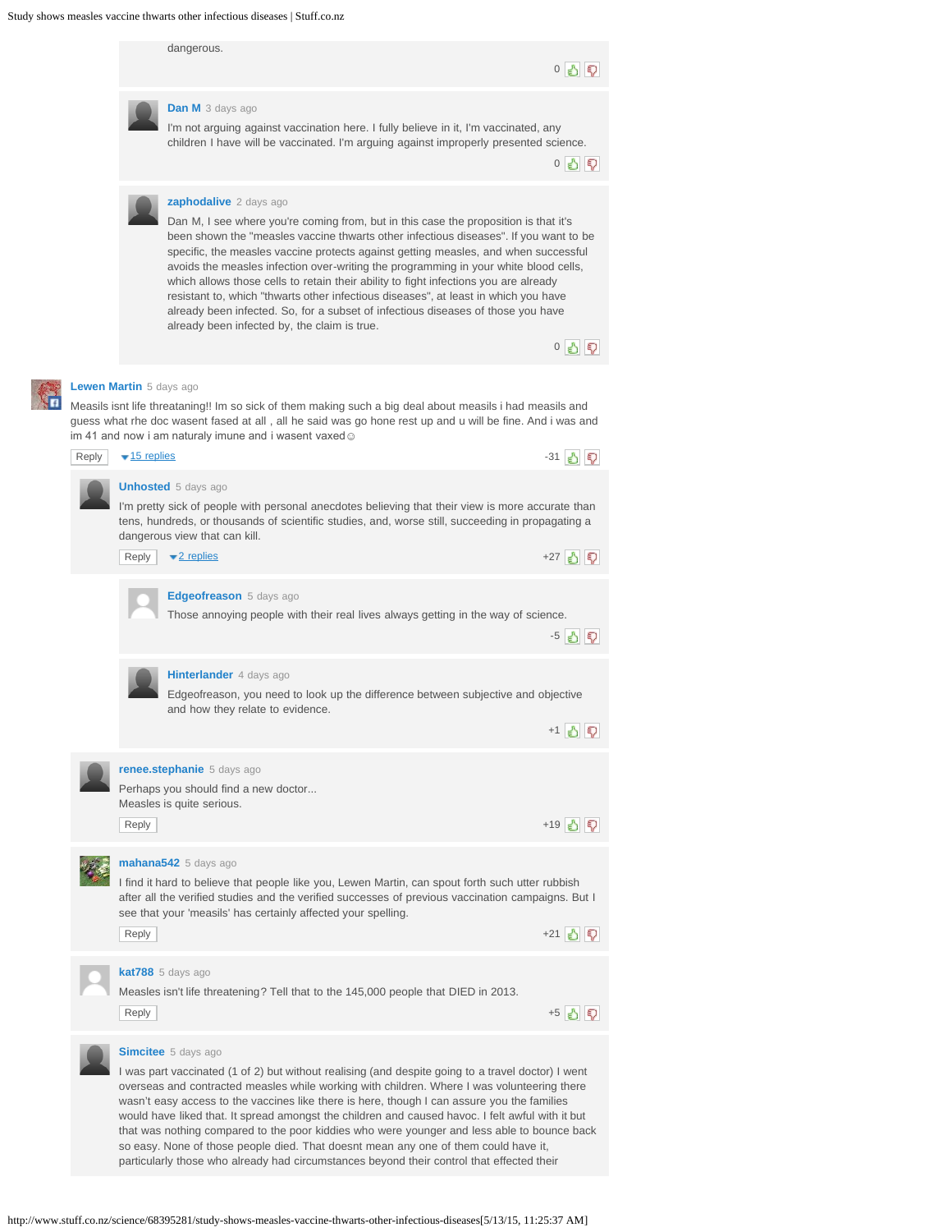dangerous.

0

**Dan M** 3 days ago

I'm not arguing against vaccination here. I fully believe in it, I'm vaccinated, any children I have will be vaccinated. I'm arguing against improperly presented science.

0

**zaphodalive** 2 days ago

Dan M, I see where you're coming from, but in this case the proposition is that it's been shown the "measles vaccine thwarts other infectious diseases". If you want to be specific, the measles vaccine protects against getting measles, and when successful avoids the measles infection over-writing the programming in your white blood cells, which allows those cells to retain their ability to fight infections you are already resistant to, which "thwarts other infectious diseases", at least in which you have already been infected. So, for a subset of infectious diseases of those you have already been infected by, the claim is true.

0

**Lewen Martin** 5 days ago

Measils isnt life threataning!! Im so sick of them making such a big deal about measils i had measils and guess what rhe doc wasent fased at all , all he said was go hone rest up and u will be fine. And i was and im 41 and now i am naturaly imune and i wasent vaxed☺

Reply 15 replies -31

**Unhosted** 5 days ago

I'm pretty sick of people with personal anecdotes believing that their view is more accurate than tens, hundreds, or thousands of scientific studies, and, worse still, succeeding in propagating a dangerous view that can kill.

Reply 2 replies +27

**Edgeofreason** 5 days ago

Those annoying people with their real lives always getting in the way of science.

-5

**Hinterlander** 4 days ago

Edgeofreason, you need to look up the difference between subjective and objective and how they relate to evidence.

+1

**renee.stephanie** 5 days ago

Perhaps you should find a new doctor...
Measles is quite serious.

Reply +19

**mahana542** 5 days ago

I find it hard to believe that people like you, Lewen Martin, can spout forth such utter rubbish after all the verified studies and the verified successes of previous vaccination campaigns. But I see that your 'measils' has certainly affected your spelling.

Reply +21

**kat788** 5 days ago

Measles isn't life threatening? Tell that to the 145,000 people that DIED in 2013.

Reply +5

**Simcitee** 5 days ago

I was part vaccinated (1 of 2) but without realising (and despite going to a travel doctor) I went overseas and contracted measles while working with children. Where I was volunteering there wasn't easy access to the vaccines like there is here, though I can assure you the families would have liked that. It spread amongst the children and caused havoc. I felt awful with it but that was nothing compared to the poor kiddies who were younger and less able to bounce back so easy. None of those people died. That doesnt mean any one of them could have it, particularly those who already had circumstances beyond their control that effected their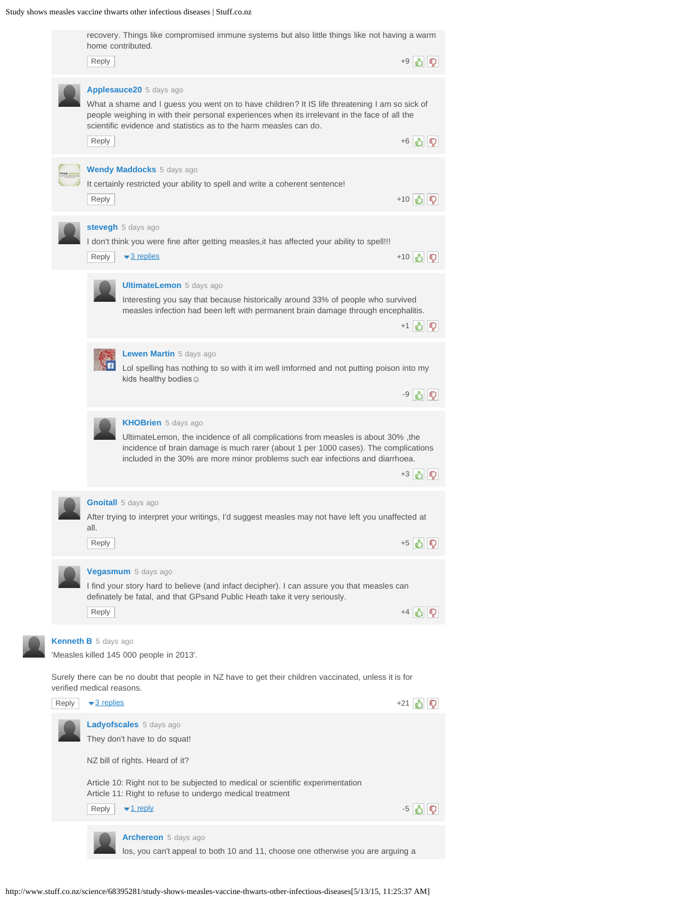recovery. Things like compromised immune systems but also little things like not having a warm home contributed.

Reply +9

**Applesauce20** 5 days ago

What a shame and I guess you went on to have children? It IS life threatening I am so sick of people weighing in with their personal experiences when its irrelevant in the face of all the scientific evidence and statistics as to the harm measles can do.

Reply +6

**Wendy Maddocks** 5 days ago

It certainly restricted your ability to spell and write a coherent sentence!

Reply +10

**stevegh** 5 days ago

I don't think you were fine after getting measles,it has affected your ability to spell!!!

Reply 3 replies +10

**UltimateLemon** 5 days ago

Interesting you say that because historically around 33% of people who survived measles infection had been left with permanent brain damage through encephalitis.

+1

**Lewen Martin** 5 days ago

Lol spelling has nothing to so with it im well imformed and not putting poison into my kids healthy bodies☺

-9

**KHOBrien** 5 days ago

UltimateLemon, the incidence of all complications from measles is about 30% ,the incidence of brain damage is much rarer (about 1 per 1000 cases). The complications included in the 30% are more minor problems such ear infections and diarrhoea.

+3

**Gnoitall** 5 days ago

After trying to interpret your writings, I'd suggest measles may not have left you unaffected at all.

Reply +5

**Vegasmum** 5 days ago

I find your story hard to believe (and infact decipher). I can assure you that measles can definately be fatal, and that GPsand Public Heath take it very seriously.

Reply +4

**Kenneth B** 5 days ago

'Measles killed 145 000 people in 2013'.

Surely there can be no doubt that people in NZ have to get their children vaccinated, unless it is for verified medical reasons.

Reply 3 replies +21

**Ladyofscales** 5 days ago

They don't have to do squat!

NZ bill of rights. Heard of it?

Article 10: Right not to be subjected to medical or scientific experimentation
Article 11: Right to refuse to undergo medical treatment

Reply 1 reply -5

**Archereon** 5 days ago

los, you can't appeal to both 10 and 11, choose one otherwise you are arguing a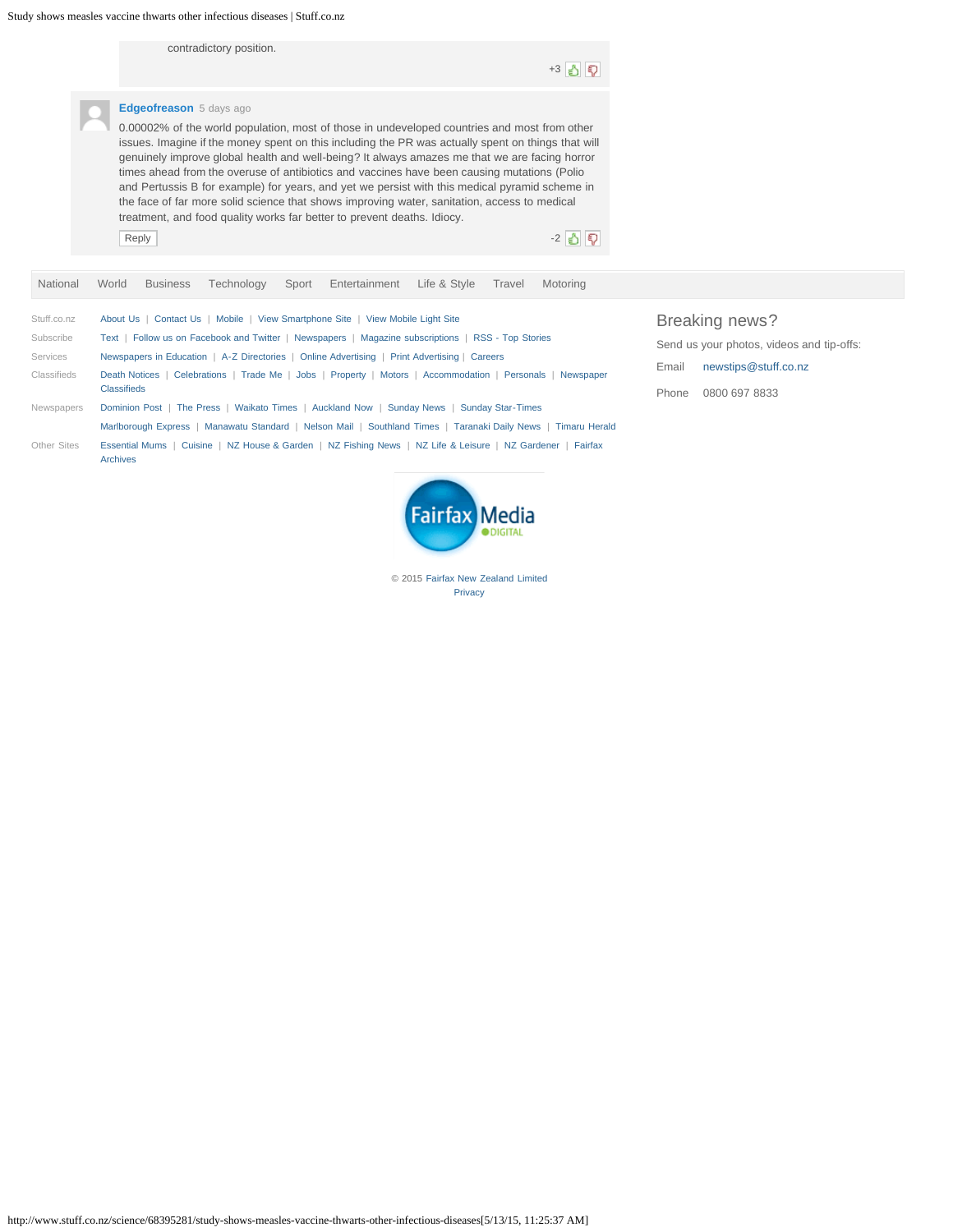contradictory position.

+3

**Edgeofreason** 5 days ago

0.00002% of the world population, most of those in undeveloped countries and most from other issues. Imagine if the money spent on this including the PR was actually spent on things that will genuinely improve global health and well-being? It always amazes me that we are facing horror times ahead from the overuse of antibiotics and vaccines have been causing mutations (Polio and Pertussis B for example) for years, and yet we persist with this medical pyramid scheme in the face of far more solid science that shows improving water, sanitation, access to medical treatment, and food quality works far better to prevent deaths. Idiocy.

Reply

-2

National | World | Business | Technology | Sport | Entertainment | Life & Style | Travel | Motoring

Stuff.co.nz: About Us | Contact Us | Mobile | View Smartphone Site | View Mobile Light Site

Subscribe: Text | Follow us on Facebook and Twitter | Newspapers | Magazine subscriptions | RSS - Top Stories

Services: Newspapers in Education | A-Z Directories | Online Advertising | Print Advertising | Careers

Classifieds: Death Notices | Celebrations | Trade Me | Jobs | Property | Motors | Accommodation | Personals | Newspaper Classifieds

Newspapers: Dominion Post | The Press | Waikato Times | Auckland Now | Sunday News | Sunday Star-Times | Marlborough Express | Manawatu Standard | Nelson Mail | Southland Times | Taranaki Daily News | Timaru Herald

Other Sites: Essential Mums | Cuisine | NZ House & Garden | NZ Fishing News | NZ Life & Leisure | NZ Gardener | Fairfax Archives

## Breaking news?

Send us your photos, videos and tip-offs:

Email newstips@stuff.co.nz

Phone 0800 697 8833

Fairfax Media DIGITAL

© 2015 Fairfax New Zealand Limited
Privacy